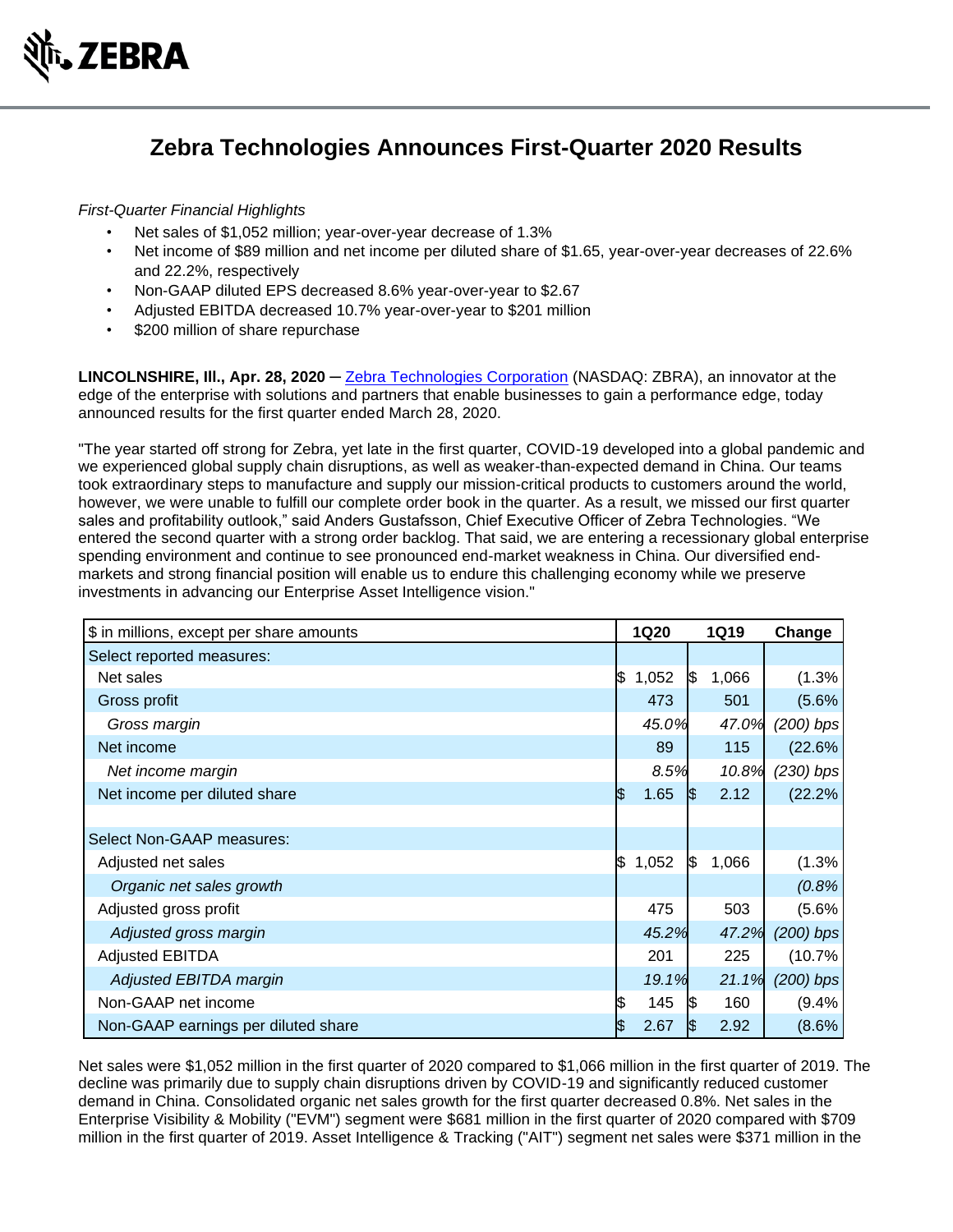ZEBRA

# Zebra Technologies Announces First-Quarter 2020 Results

*First-Quarter Financial Highlights*

- Net sales of $1,052 million; year-over-year decrease of 1.3%
- Net income of $89 million and net income per diluted share of $1.65, year-over-year decreases of 22.6% and 22.2%, respectively
- Non-GAAP diluted EPS decreased 8.6% year-over-year to $2.67
- Adjusted EBITDA decreased 10.7% year-over-year to $201 million
- $200 million of share repurchase

**LINCOLNSHIRE, Ill., Apr. 28, 2020** ─ Zebra Technologies Corporation (NASDAQ: ZBRA), an innovator at the edge of the enterprise with solutions and partners that enable businesses to gain a performance edge, today announced results for the first quarter ended March 28, 2020.

"The year started off strong for Zebra, yet late in the first quarter, COVID-19 developed into a global pandemic and we experienced global supply chain disruptions, as well as weaker-than-expected demand in China. Our teams took extraordinary steps to manufacture and supply our mission-critical products to customers around the world, however, we were unable to fulfill our complete order book in the quarter. As a result, we missed our first quarter sales and profitability outlook," said Anders Gustafsson, Chief Executive Officer of Zebra Technologies. "We entered the second quarter with a strong order backlog. That said, we are entering a recessionary global enterprise spending environment and continue to see pronounced end-market weakness in China. Our diversified end-markets and strong financial position will enable us to endure this challenging economy while we preserve investments in advancing our Enterprise Asset Intelligence vision."

| $ in millions, except per share amounts | 1Q20 | 1Q19 | Change |
|---|---|---|---|
| Select reported measures: | | | |
| Net sales | $ 1,052 | $ 1,066 | (1.3% |
| Gross profit | 473 | 501 | (5.6% |
| *Gross margin* | *45.0%* | *47.0%* | *(200) bps* |
| Net income | 89 | 115 | (22.6% |
| *Net income margin* | *8.5%* | *10.8%* | *(230) bps* |
| Net income per diluted share | $ 1.65 | $ 2.12 | (22.2% |
| | | | |
| Select Non-GAAP measures: | | | |
| Adjusted net sales | $ 1,052 | $ 1,066 | (1.3% |
| *Organic net sales growth* | | | *(0.8%* |
| Adjusted gross profit | 475 | 503 | (5.6% |
| *Adjusted gross margin* | *45.2%* | *47.2%* | *(200) bps* |
| Adjusted EBITDA | 201 | 225 | (10.7% |
| *Adjusted EBITDA margin* | *19.1%* | *21.1%* | *(200) bps* |
| Non-GAAP net income | $ 145 | $ 160 | (9.4% |
| Non-GAAP earnings per diluted share | $ 2.67 | $ 2.92 | (8.6% |

Net sales were $1,052 million in the first quarter of 2020 compared to $1,066 million in the first quarter of 2019. The decline was primarily due to supply chain disruptions driven by COVID-19 and significantly reduced customer demand in China. Consolidated organic net sales growth for the first quarter decreased 0.8%. Net sales in the Enterprise Visibility & Mobility ("EVM") segment were $681 million in the first quarter of 2020 compared with $709 million in the first quarter of 2019. Asset Intelligence & Tracking ("AIT") segment net sales were $371 million in the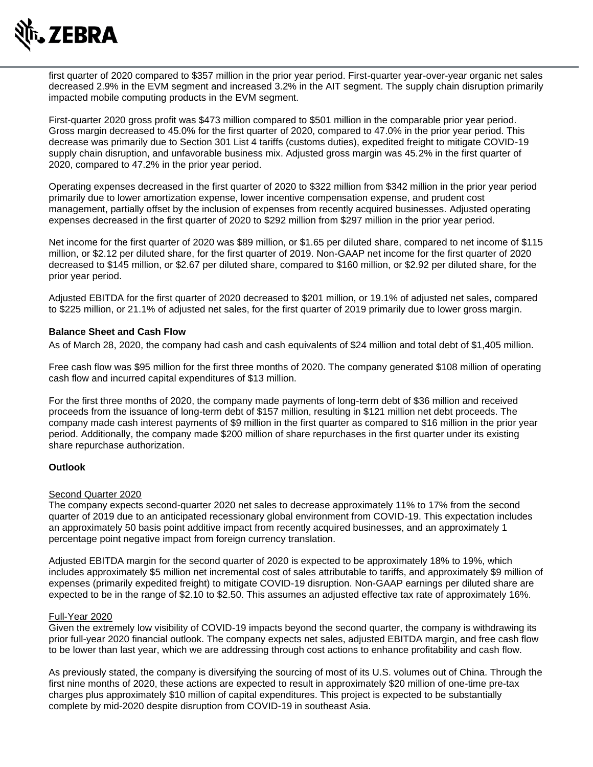first quarter of 2020 compared to $357 million in the prior year period. First-quarter year-over-year organic net sales decreased 2.9% in the EVM segment and increased 3.2% in the AIT segment. The supply chain disruption primarily impacted mobile computing products in the EVM segment.

First-quarter 2020 gross profit was $473 million compared to $501 million in the comparable prior year period. Gross margin decreased to 45.0% for the first quarter of 2020, compared to 47.0% in the prior year period. This decrease was primarily due to Section 301 List 4 tariffs (customs duties), expedited freight to mitigate COVID-19 supply chain disruption, and unfavorable business mix. Adjusted gross margin was 45.2% in the first quarter of 2020, compared to 47.2% in the prior year period.

Operating expenses decreased in the first quarter of 2020 to $322 million from $342 million in the prior year period primarily due to lower amortization expense, lower incentive compensation expense, and prudent cost management, partially offset by the inclusion of expenses from recently acquired businesses. Adjusted operating expenses decreased in the first quarter of 2020 to $292 million from $297 million in the prior year period.

Net income for the first quarter of 2020 was $89 million, or $1.65 per diluted share, compared to net income of $115 million, or $2.12 per diluted share, for the first quarter of 2019. Non-GAAP net income for the first quarter of 2020 decreased to $145 million, or $2.67 per diluted share, compared to $160 million, or $2.92 per diluted share, for the prior year period.

Adjusted EBITDA for the first quarter of 2020 decreased to $201 million, or 19.1% of adjusted net sales, compared to $225 million, or 21.1% of adjusted net sales, for the first quarter of 2019 primarily due to lower gross margin.

**Balance Sheet and Cash Flow**

As of March 28, 2020, the company had cash and cash equivalents of $24 million and total debt of $1,405 million.

Free cash flow was $95 million for the first three months of 2020. The company generated $108 million of operating cash flow and incurred capital expenditures of $13 million.

For the first three months of 2020, the company made payments of long-term debt of $36 million and received proceeds from the issuance of long-term debt of $157 million, resulting in $121 million net debt proceeds. The company made cash interest payments of $9 million in the first quarter as compared to $16 million in the prior year period. Additionally, the company made $200 million of share repurchases in the first quarter under its existing share repurchase authorization.

**Outlook**

Second Quarter 2020

The company expects second-quarter 2020 net sales to decrease approximately 11% to 17% from the second quarter of 2019 due to an anticipated recessionary global environment from COVID-19. This expectation includes an approximately 50 basis point additive impact from recently acquired businesses, and an approximately 1 percentage point negative impact from foreign currency translation.

Adjusted EBITDA margin for the second quarter of 2020 is expected to be approximately 18% to 19%, which includes approximately $5 million net incremental cost of sales attributable to tariffs, and approximately $9 million of expenses (primarily expedited freight) to mitigate COVID-19 disruption. Non-GAAP earnings per diluted share are expected to be in the range of $2.10 to $2.50. This assumes an adjusted effective tax rate of approximately 16%.

Full-Year 2020

Given the extremely low visibility of COVID-19 impacts beyond the second quarter, the company is withdrawing its prior full-year 2020 financial outlook. The company expects net sales, adjusted EBITDA margin, and free cash flow to be lower than last year, which we are addressing through cost actions to enhance profitability and cash flow.

As previously stated, the company is diversifying the sourcing of most of its U.S. volumes out of China. Through the first nine months of 2020, these actions are expected to result in approximately $20 million of one-time pre-tax charges plus approximately $10 million of capital expenditures. This project is expected to be substantially complete by mid-2020 despite disruption from COVID-19 in southeast Asia.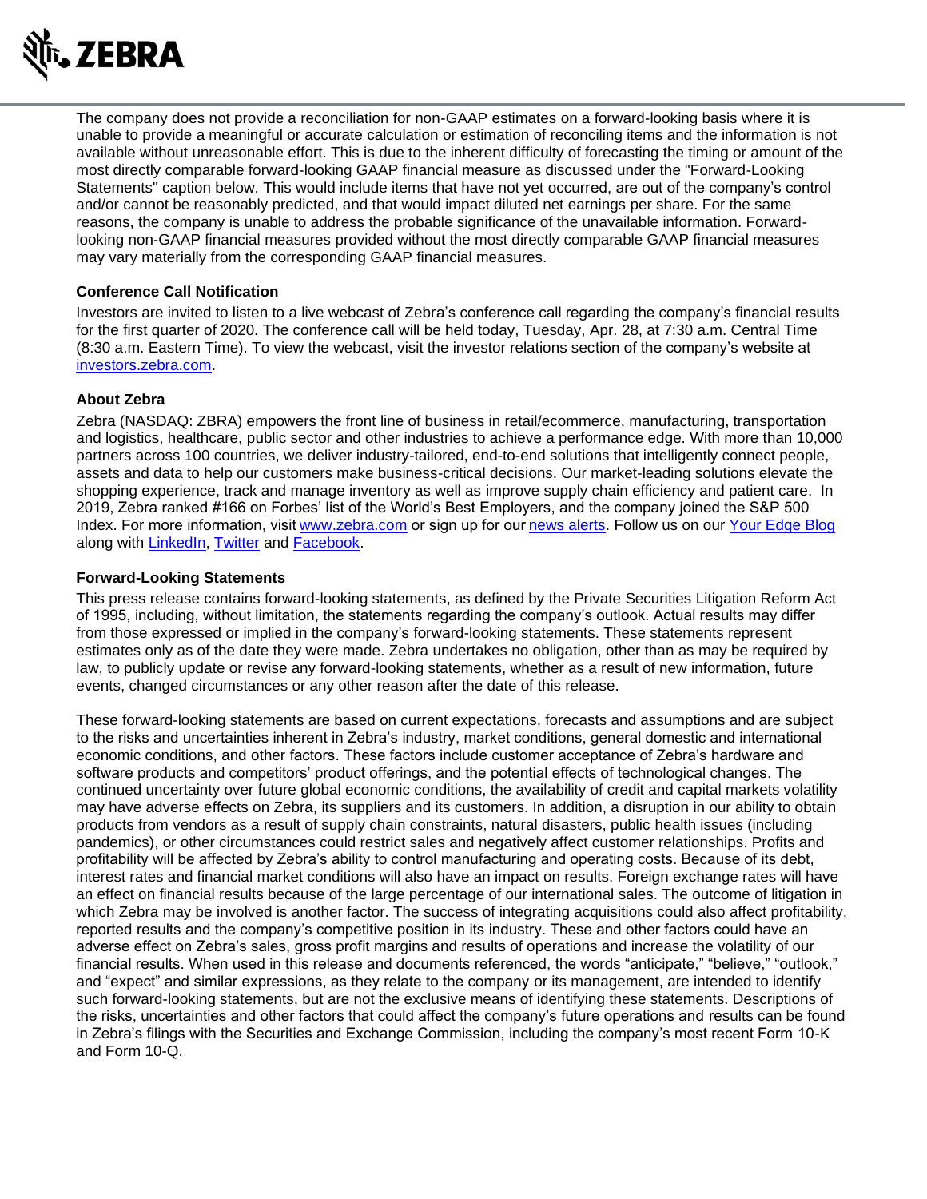The company does not provide a reconciliation for non-GAAP estimates on a forward-looking basis where it is unable to provide a meaningful or accurate calculation or estimation of reconciling items and the information is not available without unreasonable effort. This is due to the inherent difficulty of forecasting the timing or amount of the most directly comparable forward-looking GAAP financial measure as discussed under the "Forward-Looking Statements" caption below. This would include items that have not yet occurred, are out of the company's control and/or cannot be reasonably predicted, and that would impact diluted net earnings per share. For the same reasons, the company is unable to address the probable significance of the unavailable information. Forward-looking non-GAAP financial measures provided without the most directly comparable GAAP financial measures may vary materially from the corresponding GAAP financial measures.

**Conference Call Notification**

Investors are invited to listen to a live webcast of Zebra's conference call regarding the company's financial results for the first quarter of 2020. The conference call will be held today, Tuesday, Apr. 28, at 7:30 a.m. Central Time (8:30 a.m. Eastern Time). To view the webcast, visit the investor relations section of the company's website at investors.zebra.com.

**About Zebra**

Zebra (NASDAQ: ZBRA) empowers the front line of business in retail/ecommerce, manufacturing, transportation and logistics, healthcare, public sector and other industries to achieve a performance edge. With more than 10,000 partners across 100 countries, we deliver industry-tailored, end-to-end solutions that intelligently connect people, assets and data to help our customers make business-critical decisions. Our market-leading solutions elevate the shopping experience, track and manage inventory as well as improve supply chain efficiency and patient care. In 2019, Zebra ranked #166 on Forbes' list of the World's Best Employers, and the company joined the S&P 500 Index. For more information, visit www.zebra.com or sign up for our news alerts. Follow us on our Your Edge Blog along with LinkedIn, Twitter and Facebook.

**Forward-Looking Statements**

This press release contains forward-looking statements, as defined by the Private Securities Litigation Reform Act of 1995, including, without limitation, the statements regarding the company's outlook. Actual results may differ from those expressed or implied in the company's forward-looking statements. These statements represent estimates only as of the date they were made. Zebra undertakes no obligation, other than as may be required by law, to publicly update or revise any forward-looking statements, whether as a result of new information, future events, changed circumstances or any other reason after the date of this release.

These forward-looking statements are based on current expectations, forecasts and assumptions and are subject to the risks and uncertainties inherent in Zebra's industry, market conditions, general domestic and international economic conditions, and other factors. These factors include customer acceptance of Zebra's hardware and software products and competitors' product offerings, and the potential effects of technological changes. The continued uncertainty over future global economic conditions, the availability of credit and capital markets volatility may have adverse effects on Zebra, its suppliers and its customers. In addition, a disruption in our ability to obtain products from vendors as a result of supply chain constraints, natural disasters, public health issues (including pandemics), or other circumstances could restrict sales and negatively affect customer relationships. Profits and profitability will be affected by Zebra's ability to control manufacturing and operating costs. Because of its debt, interest rates and financial market conditions will also have an impact on results. Foreign exchange rates will have an effect on financial results because of the large percentage of our international sales. The outcome of litigation in which Zebra may be involved is another factor. The success of integrating acquisitions could also affect profitability, reported results and the company's competitive position in its industry. These and other factors could have an adverse effect on Zebra's sales, gross profit margins and results of operations and increase the volatility of our financial results. When used in this release and documents referenced, the words "anticipate," "believe," "outlook," and "expect" and similar expressions, as they relate to the company or its management, are intended to identify such forward-looking statements, but are not the exclusive means of identifying these statements. Descriptions of the risks, uncertainties and other factors that could affect the company's future operations and results can be found in Zebra's filings with the Securities and Exchange Commission, including the company's most recent Form 10-K and Form 10-Q.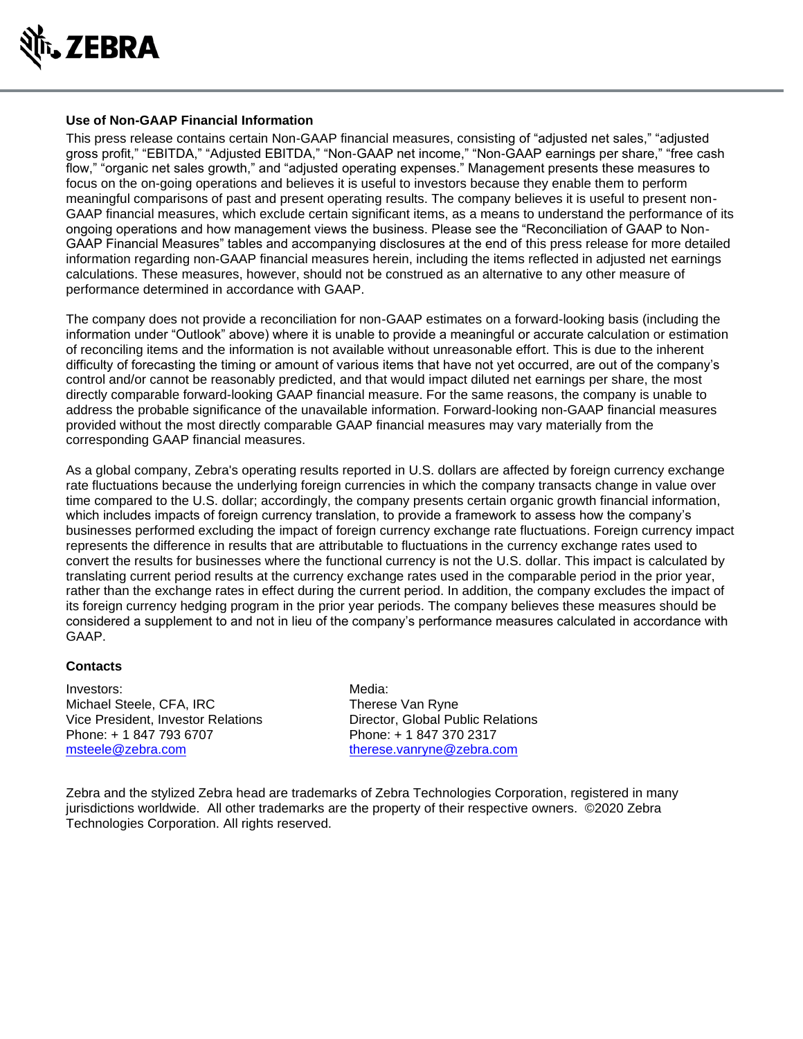### Use of Non-GAAP Financial Information

This press release contains certain Non-GAAP financial measures, consisting of "adjusted net sales," "adjusted gross profit," "EBITDA," "Adjusted EBITDA," "Non-GAAP net income," "Non-GAAP earnings per share," "free cash flow," "organic net sales growth," and "adjusted operating expenses." Management presents these measures to focus on the on-going operations and believes it is useful to investors because they enable them to perform meaningful comparisons of past and present operating results. The company believes it is useful to present non-GAAP financial measures, which exclude certain significant items, as a means to understand the performance of its ongoing operations and how management views the business. Please see the "Reconciliation of GAAP to Non-GAAP Financial Measures" tables and accompanying disclosures at the end of this press release for more detailed information regarding non-GAAP financial measures herein, including the items reflected in adjusted net earnings calculations. These measures, however, should not be construed as an alternative to any other measure of performance determined in accordance with GAAP.

The company does not provide a reconciliation for non-GAAP estimates on a forward-looking basis (including the information under "Outlook" above) where it is unable to provide a meaningful or accurate calculation or estimation of reconciling items and the information is not available without unreasonable effort. This is due to the inherent difficulty of forecasting the timing or amount of various items that have not yet occurred, are out of the company's control and/or cannot be reasonably predicted, and that would impact diluted net earnings per share, the most directly comparable forward-looking GAAP financial measure. For the same reasons, the company is unable to address the probable significance of the unavailable information. Forward-looking non-GAAP financial measures provided without the most directly comparable GAAP financial measures may vary materially from the corresponding GAAP financial measures.

As a global company, Zebra's operating results reported in U.S. dollars are affected by foreign currency exchange rate fluctuations because the underlying foreign currencies in which the company transacts change in value over time compared to the U.S. dollar; accordingly, the company presents certain organic growth financial information, which includes impacts of foreign currency translation, to provide a framework to assess how the company's businesses performed excluding the impact of foreign currency exchange rate fluctuations. Foreign currency impact represents the difference in results that are attributable to fluctuations in the currency exchange rates used to convert the results for businesses where the functional currency is not the U.S. dollar. This impact is calculated by translating current period results at the currency exchange rates used in the comparable period in the prior year, rather than the exchange rates in effect during the current period. In addition, the company excludes the impact of its foreign currency hedging program in the prior year periods. The company believes these measures should be considered a supplement to and not in lieu of the company's performance measures calculated in accordance with GAAP.

### Contacts

Investors:
Michael Steele, CFA, IRC
Vice President, Investor Relations
Phone: + 1 847 793 6707
msteele@zebra.com

Media:
Therese Van Ryne
Director, Global Public Relations
Phone: + 1 847 370 2317
therese.vanryne@zebra.com

Zebra and the stylized Zebra head are trademarks of Zebra Technologies Corporation, registered in many jurisdictions worldwide. All other trademarks are the property of their respective owners. ©2020 Zebra Technologies Corporation. All rights reserved.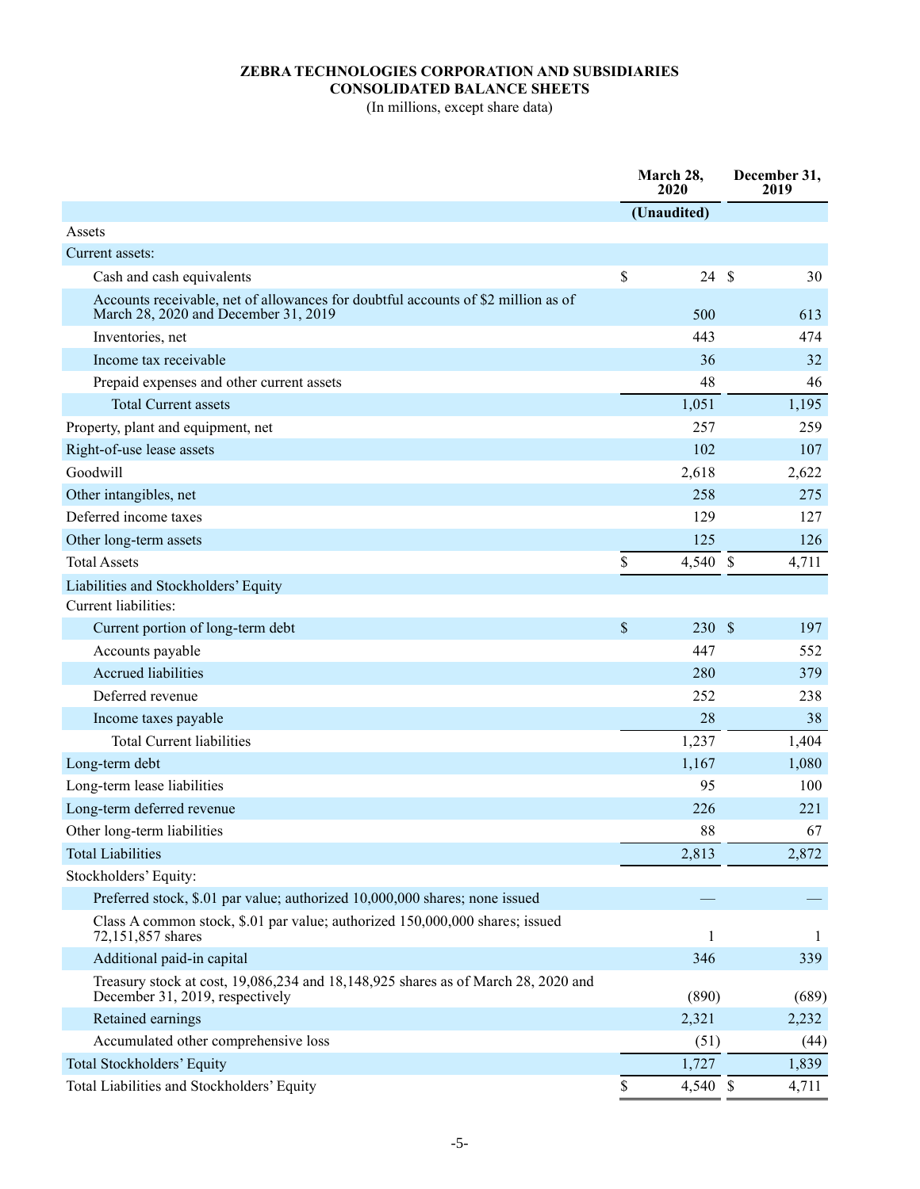**ZEBRA TECHNOLOGIES CORPORATION AND SUBSIDIARIES**
**CONSOLIDATED BALANCE SHEETS**
(In millions, except share data)

| | March 28, 2020 | December 31, 2019 |
|---|---|---|
| | (Unaudited) | |
| Assets | | |
| Current assets: | | |
| Cash and cash equivalents | $ 24 | $ 30 |
| Accounts receivable, net of allowances for doubtful accounts of $2 million as of March 28, 2020 and December 31, 2019 | 500 | 613 |
| Inventories, net | 443 | 474 |
| Income tax receivable | 36 | 32 |
| Prepaid expenses and other current assets | 48 | 46 |
| Total Current assets | 1,051 | 1,195 |
| Property, plant and equipment, net | 257 | 259 |
| Right-of-use lease assets | 102 | 107 |
| Goodwill | 2,618 | 2,622 |
| Other intangibles, net | 258 | 275 |
| Deferred income taxes | 129 | 127 |
| Other long-term assets | 125 | 126 |
| Total Assets | $ 4,540 | $ 4,711 |
| Liabilities and Stockholders' Equity | | |
| Current liabilities: | | |
| Current portion of long-term debt | $ 230 | $ 197 |
| Accounts payable | 447 | 552 |
| Accrued liabilities | 280 | 379 |
| Deferred revenue | 252 | 238 |
| Income taxes payable | 28 | 38 |
| Total Current liabilities | 1,237 | 1,404 |
| Long-term debt | 1,167 | 1,080 |
| Long-term lease liabilities | 95 | 100 |
| Long-term deferred revenue | 226 | 221 |
| Other long-term liabilities | 88 | 67 |
| Total Liabilities | 2,813 | 2,872 |
| Stockholders' Equity: | | |
| Preferred stock, $.01 par value; authorized 10,000,000 shares; none issued | — | — |
| Class A common stock, $.01 par value; authorized 150,000,000 shares; issued 72,151,857 shares | 1 | 1 |
| Additional paid-in capital | 346 | 339 |
| Treasury stock at cost, 19,086,234 and 18,148,925 shares as of March 28, 2020 and December 31, 2019, respectively | (890) | (689) |
| Retained earnings | 2,321 | 2,232 |
| Accumulated other comprehensive loss | (51) | (44) |
| Total Stockholders' Equity | 1,727 | 1,839 |
| Total Liabilities and Stockholders' Equity | $ 4,540 | $ 4,711 |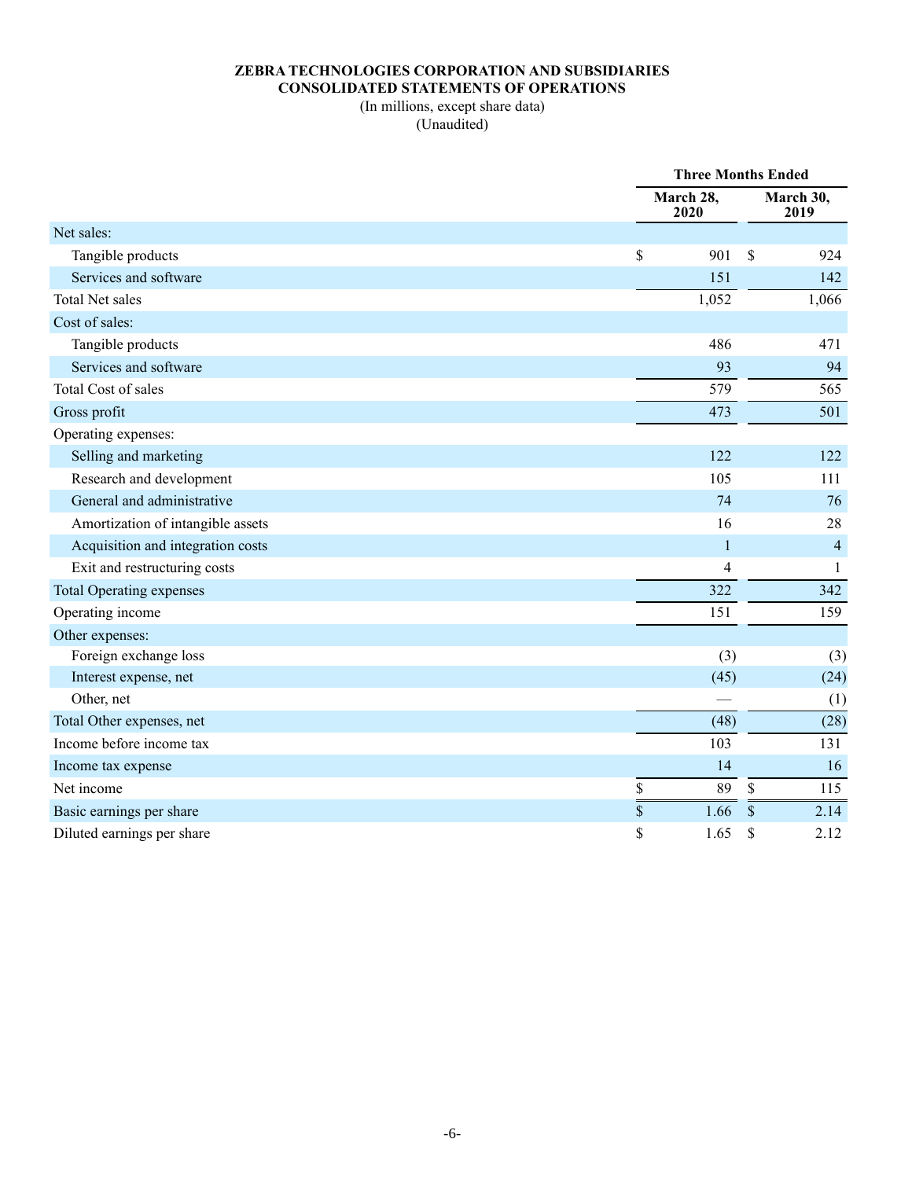**ZEBRA TECHNOLOGIES CORPORATION AND SUBSIDIARIES**
**CONSOLIDATED STATEMENTS OF OPERATIONS**
(In millions, except share data)
(Unaudited)

| | Three Months Ended | |
|---|---|---|
| | **March 28, 2020** | **March 30, 2019** |
| Net sales: | | |
| Tangible products | $ 901 | $ 924 |
| Services and software | 151 | 142 |
| Total Net sales | 1,052 | 1,066 |
| Cost of sales: | | |
| Tangible products | 486 | 471 |
| Services and software | 93 | 94 |
| Total Cost of sales | 579 | 565 |
| Gross profit | 473 | 501 |
| Operating expenses: | | |
| Selling and marketing | 122 | 122 |
| Research and development | 105 | 111 |
| General and administrative | 74 | 76 |
| Amortization of intangible assets | 16 | 28 |
| Acquisition and integration costs | 1 | 4 |
| Exit and restructuring costs | 4 | 1 |
| Total Operating expenses | 322 | 342 |
| Operating income | 151 | 159 |
| Other expenses: | | |
| Foreign exchange loss | (3) | (3) |
| Interest expense, net | (45) | (24) |
| Other, net | — | (1) |
| Total Other expenses, net | (48) | (28) |
| Income before income tax | 103 | 131 |
| Income tax expense | 14 | 16 |
| Net income | $ 89 | $ 115 |
| Basic earnings per share | $ 1.66 | $ 2.14 |
| Diluted earnings per share | $ 1.65 | $ 2.12 |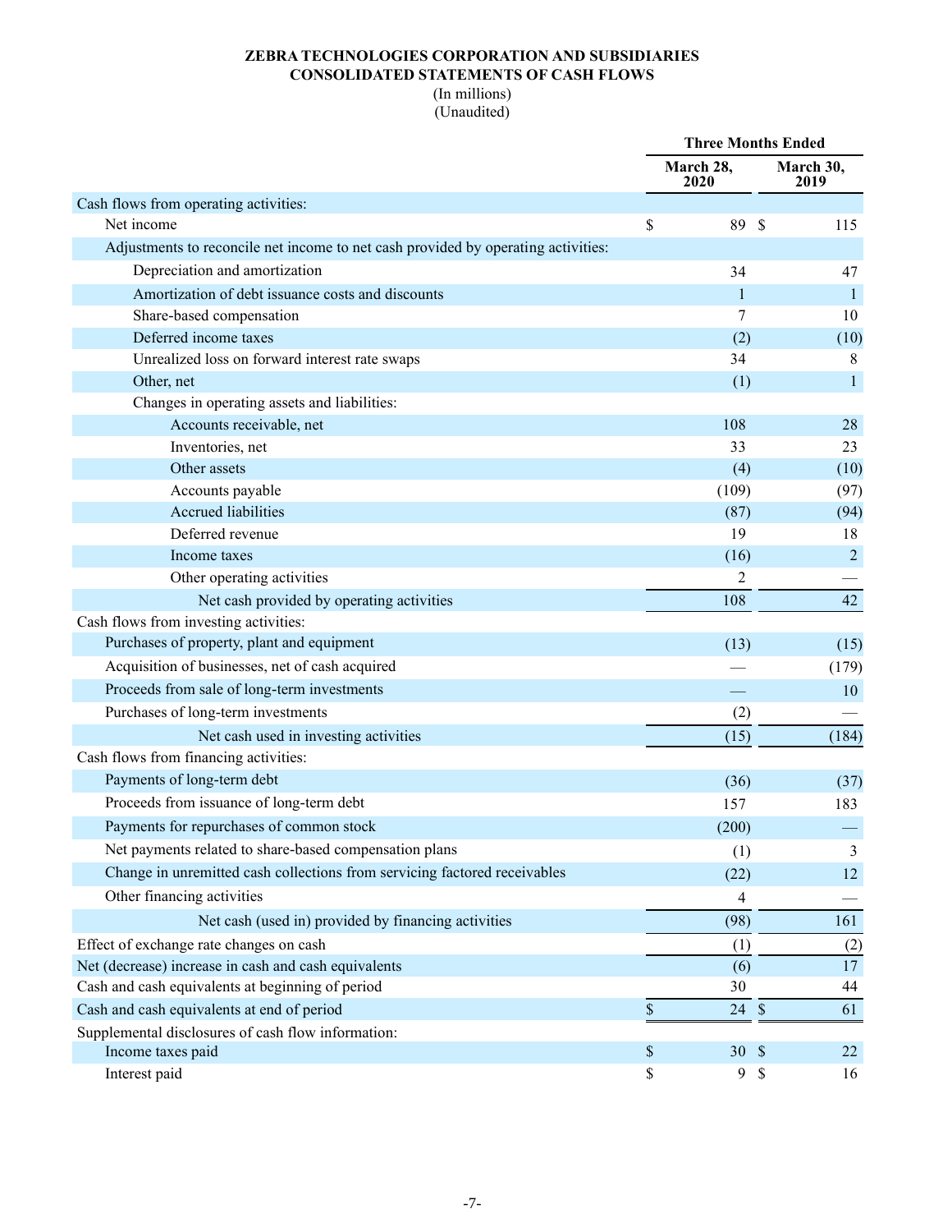**ZEBRA TECHNOLOGIES CORPORATION AND SUBSIDIARIES**
**CONSOLIDATED STATEMENTS OF CASH FLOWS**
(In millions)
(Unaudited)

| | Three Months Ended | |
|---|---|---|
| | March 28, 2020 | March 30, 2019 |
| Cash flows from operating activities: | | |
| Net income | $ 89 | $ 115 |
| Adjustments to reconcile net income to net cash provided by operating activities: | | |
| Depreciation and amortization | 34 | 47 |
| Amortization of debt issuance costs and discounts | 1 | 1 |
| Share-based compensation | 7 | 10 |
| Deferred income taxes | (2) | (10) |
| Unrealized loss on forward interest rate swaps | 34 | 8 |
| Other, net | (1) | 1 |
| Changes in operating assets and liabilities: | | |
| Accounts receivable, net | 108 | 28 |
| Inventories, net | 33 | 23 |
| Other assets | (4) | (10) |
| Accounts payable | (109) | (97) |
| Accrued liabilities | (87) | (94) |
| Deferred revenue | 19 | 18 |
| Income taxes | (16) | 2 |
| Other operating activities | 2 | — |
| Net cash provided by operating activities | 108 | 42 |
| Cash flows from investing activities: | | |
| Purchases of property, plant and equipment | (13) | (15) |
| Acquisition of businesses, net of cash acquired | — | (179) |
| Proceeds from sale of long-term investments | — | 10 |
| Purchases of long-term investments | (2) | — |
| Net cash used in investing activities | (15) | (184) |
| Cash flows from financing activities: | | |
| Payments of long-term debt | (36) | (37) |
| Proceeds from issuance of long-term debt | 157 | 183 |
| Payments for repurchases of common stock | (200) | — |
| Net payments related to share-based compensation plans | (1) | 3 |
| Change in unremitted cash collections from servicing factored receivables | (22) | 12 |
| Other financing activities | 4 | — |
| Net cash (used in) provided by financing activities | (98) | 161 |
| Effect of exchange rate changes on cash | (1) | (2) |
| Net (decrease) increase in cash and cash equivalents | (6) | 17 |
| Cash and cash equivalents at beginning of period | 30 | 44 |
| Cash and cash equivalents at end of period | $ 24 | $ 61 |
| Supplemental disclosures of cash flow information: | | |
| Income taxes paid | $ 30 | $ 22 |
| Interest paid | $ 9 | $ 16 |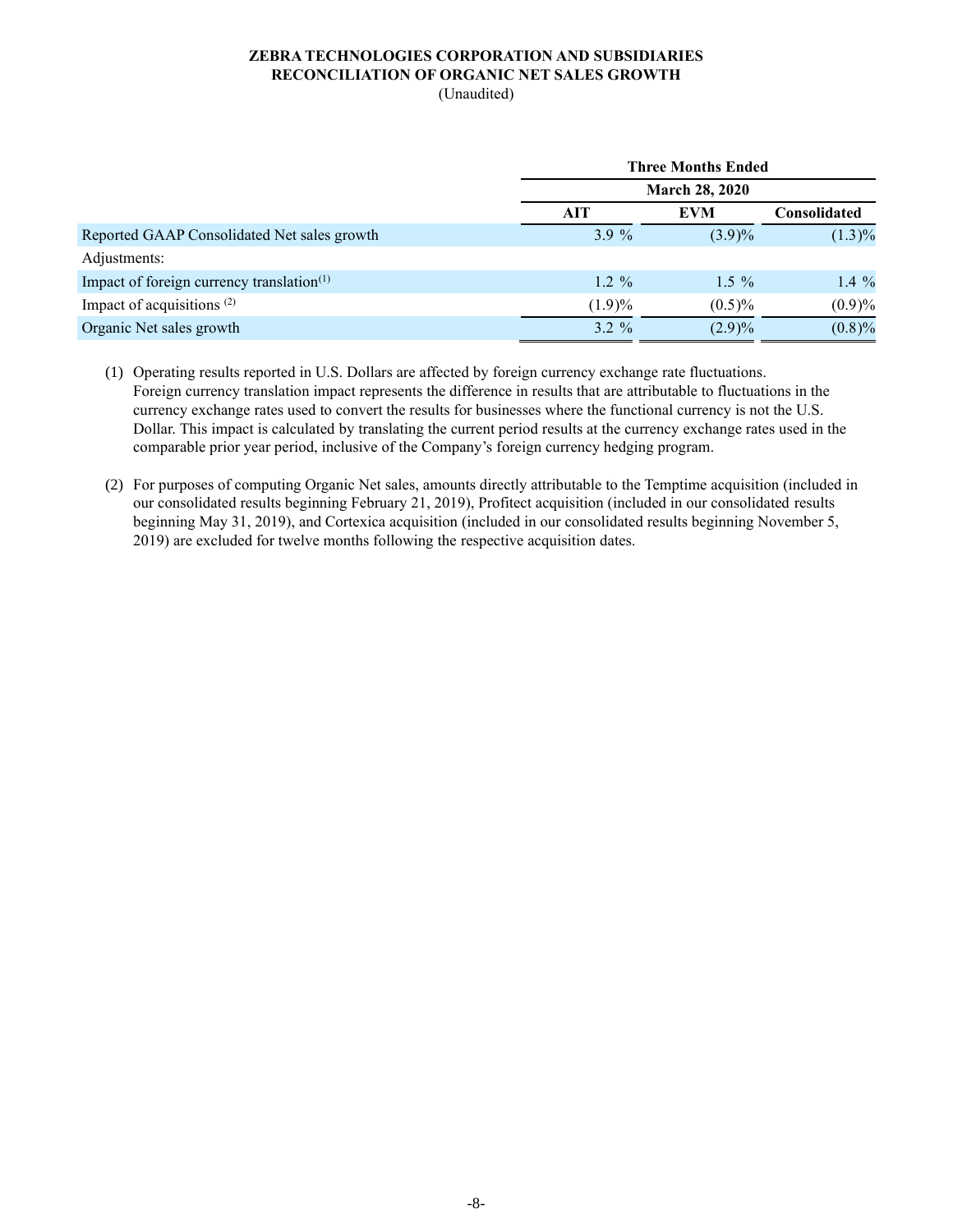**ZEBRA TECHNOLOGIES CORPORATION AND SUBSIDIARIES**
**RECONCILIATION OF ORGANIC NET SALES GROWTH**
(Unaudited)

| | Three Months Ended | | |
|---|---|---|---|
| | March 28, 2020 | | |
| | AIT | EVM | Consolidated |
| Reported GAAP Consolidated Net sales growth | 3.9 % | (3.9)% | (1.3)% |
| Adjustments: | | | |
| Impact of foreign currency translation[(1)] | 1.2 % | 1.5 % | 1.4 % |
| Impact of acquisitions [(2)] | (1.9)% | (0.5)% | (0.9)% |
| Organic Net sales growth | 3.2 % | (2.9)% | (0.8)% |

(1) Operating results reported in U.S. Dollars are affected by foreign currency exchange rate fluctuations. Foreign currency translation impact represents the difference in results that are attributable to fluctuations in the currency exchange rates used to convert the results for businesses where the functional currency is not the U.S. Dollar. This impact is calculated by translating the current period results at the currency exchange rates used in the comparable prior year period, inclusive of the Company's foreign currency hedging program.

(2) For purposes of computing Organic Net sales, amounts directly attributable to the Temptime acquisition (included in our consolidated results beginning February 21, 2019), Profitect acquisition (included in our consolidated results beginning May 31, 2019), and Cortexica acquisition (included in our consolidated results beginning November 5, 2019) are excluded for twelve months following the respective acquisition dates.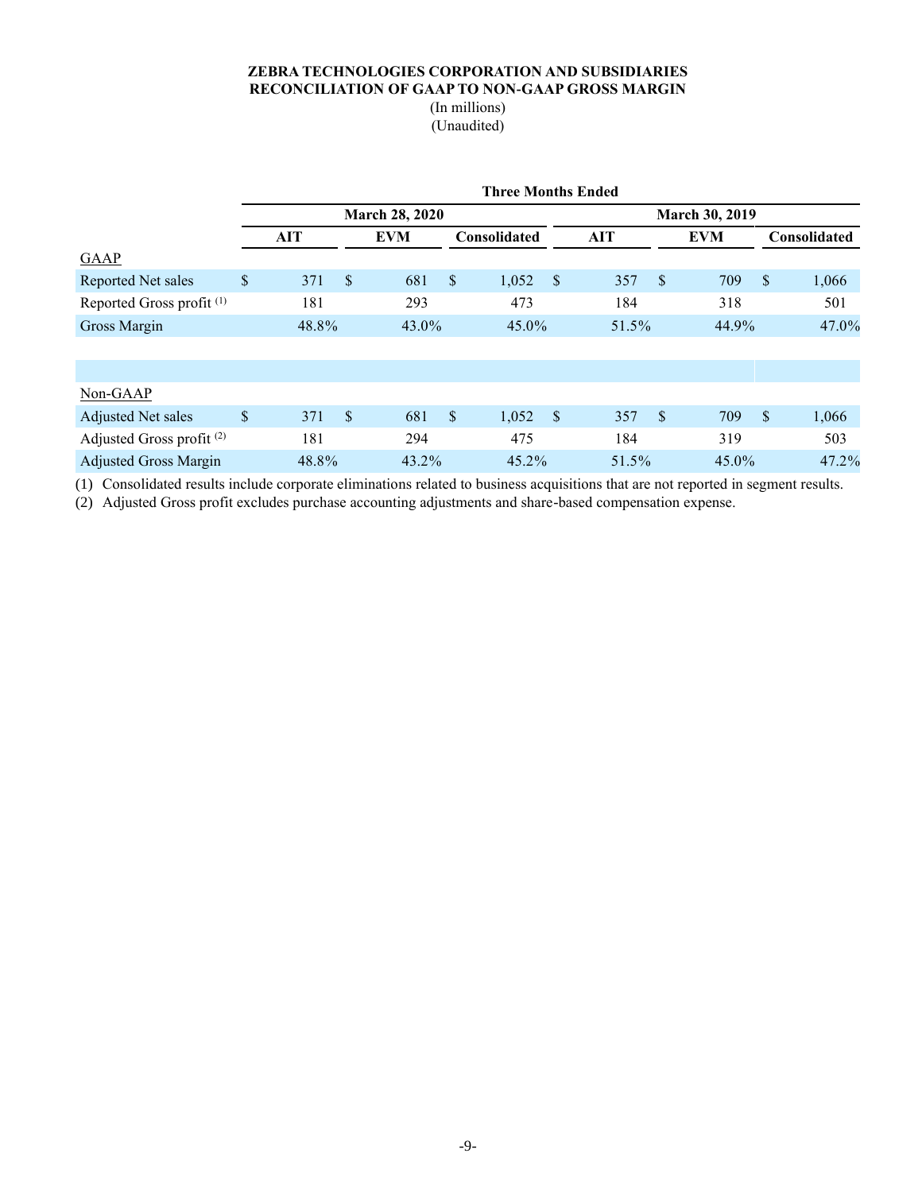**ZEBRA TECHNOLOGIES CORPORATION AND SUBSIDIARIES**
**RECONCILIATION OF GAAP TO NON-GAAP GROSS MARGIN**
(In millions)
(Unaudited)

| | Three Months Ended | | | | | |
|---|---|---|---|---|---|---|
| | March 28, 2020 | | | March 30, 2019 | | |
| | AIT | EVM | Consolidated | AIT | EVM | Consolidated |
| GAAP | | | | | | |
| Reported Net sales | $ 371 | $ 681 | $ 1,052 | $ 357 | $ 709 | $ 1,066 |
| Reported Gross profit [(1)] | 181 | 293 | 473 | 184 | 318 | 501 |
| Gross Margin | 48.8% | 43.0% | 45.0% | 51.5% | 44.9% | 47.0% |
| | | | | | | |
| Non-GAAP | | | | | | |
| Adjusted Net sales | $ 371 | $ 681 | $ 1,052 | $ 357 | $ 709 | $ 1,066 |
| Adjusted Gross profit [(2)] | 181 | 294 | 475 | 184 | 319 | 503 |
| Adjusted Gross Margin | 48.8% | 43.2% | 45.2% | 51.5% | 45.0% | 47.2% |

(1) Consolidated results include corporate eliminations related to business acquisitions that are not reported in segment results.

(2) Adjusted Gross profit excludes purchase accounting adjustments and share-based compensation expense.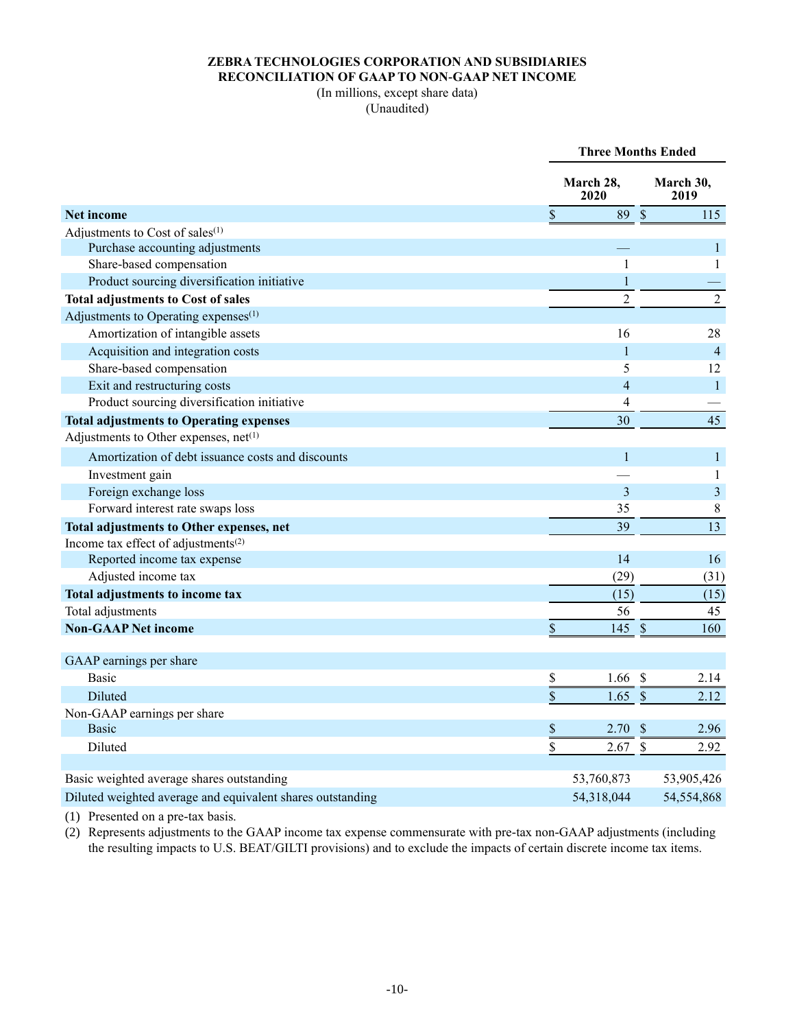**ZEBRA TECHNOLOGIES CORPORATION AND SUBSIDIARIES**
**RECONCILIATION OF GAAP TO NON-GAAP NET INCOME**
(In millions, except share data)
(Unaudited)

| | Three Months Ended | |
|---|---|---|
| | March 28, 2020 | March 30, 2019 |
| **Net income** | $ 89 | $ 115 |
| Adjustments to Cost of sales(1) | | |
| Purchase accounting adjustments | — | 1 |
| Share-based compensation | 1 | 1 |
| Product sourcing diversification initiative | 1 | — |
| **Total adjustments to Cost of sales** | 2 | 2 |
| Adjustments to Operating expenses(1) | | |
| Amortization of intangible assets | 16 | 28 |
| Acquisition and integration costs | 1 | 4 |
| Share-based compensation | 5 | 12 |
| Exit and restructuring costs | 4 | 1 |
| Product sourcing diversification initiative | 4 | — |
| **Total adjustments to Operating expenses** | 30 | 45 |
| Adjustments to Other expenses, net(1) | | |
| Amortization of debt issuance costs and discounts | 1 | 1 |
| Investment gain | — | 1 |
| Foreign exchange loss | 3 | 3 |
| Forward interest rate swaps loss | 35 | 8 |
| **Total adjustments to Other expenses, net** | 39 | 13 |
| Income tax effect of adjustments(2) | | |
| Reported income tax expense | 14 | 16 |
| Adjusted income tax | (29) | (31) |
| **Total adjustments to income tax** | (15) | (15) |
| Total adjustments | 56 | 45 |
| **Non-GAAP Net income** | $ 145 | $ 160 |
| | | |
| GAAP earnings per share | | |
| Basic | $ 1.66 | $ 2.14 |
| Diluted | $ 1.65 | $ 2.12 |
| Non-GAAP earnings per share | | |
| Basic | $ 2.70 | $ 2.96 |
| Diluted | $ 2.67 | $ 2.92 |
| | | |
| Basic weighted average shares outstanding | 53,760,873 | 53,905,426 |
| Diluted weighted average and equivalent shares outstanding | 54,318,044 | 54,554,868 |

(1) Presented on a pre-tax basis.
(2) Represents adjustments to the GAAP income tax expense commensurate with pre-tax non-GAAP adjustments (including the resulting impacts to U.S. BEAT/GILTI provisions) and to exclude the impacts of certain discrete income tax items.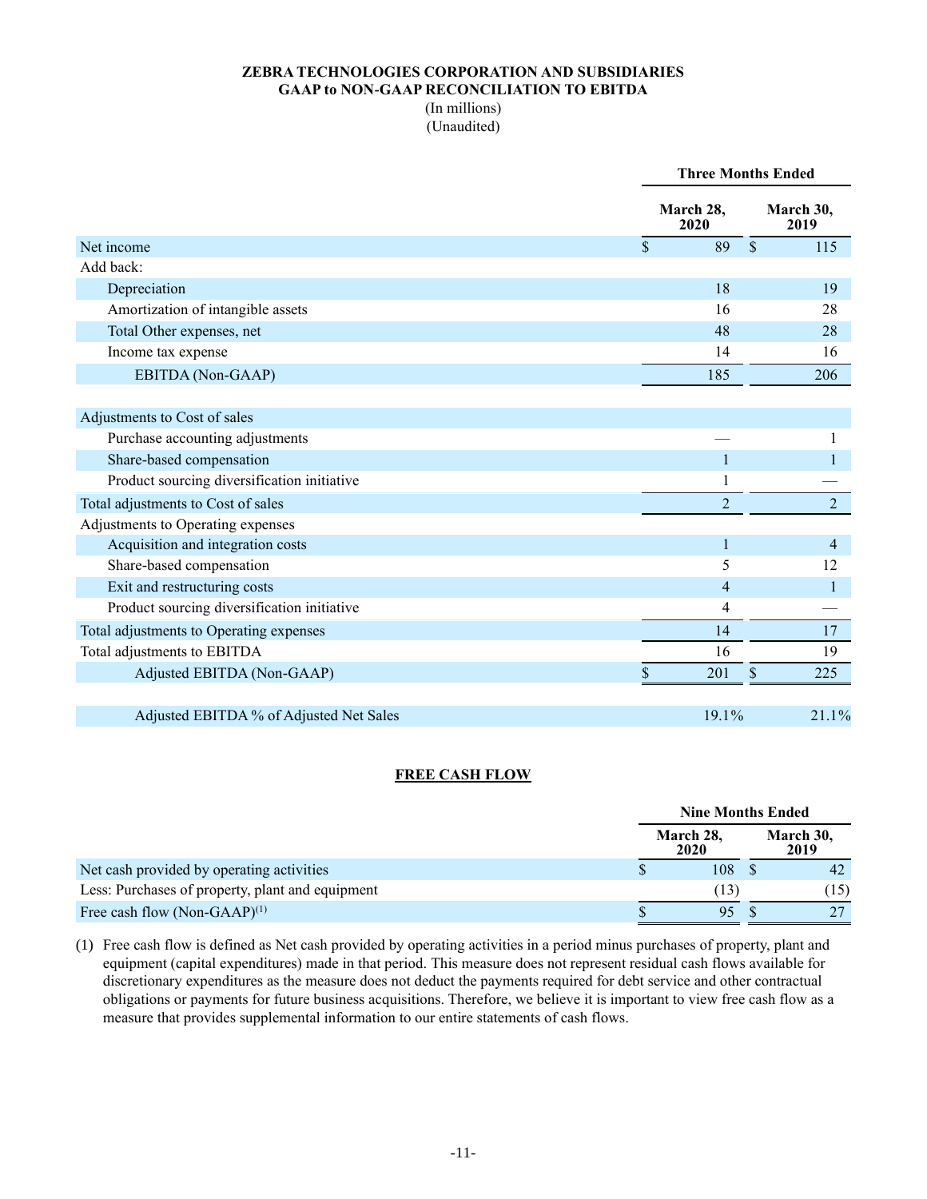**ZEBRA TECHNOLOGIES CORPORATION AND SUBSIDIARIES**
**GAAP to NON-GAAP RECONCILIATION TO EBITDA**
(In millions)
(Unaudited)

| | Three Months Ended | |
|---|---|---|
| | March 28, 2020 | March 30, 2019 |
| Net income | $ 89 | $ 115 |
| Add back: | | |
| Depreciation | 18 | 19 |
| Amortization of intangible assets | 16 | 28 |
| Total Other expenses, net | 48 | 28 |
| Income tax expense | 14 | 16 |
| EBITDA (Non-GAAP) | 185 | 206 |
| | | |
| Adjustments to Cost of sales | | |
| Purchase accounting adjustments | — | 1 |
| Share-based compensation | 1 | 1 |
| Product sourcing diversification initiative | 1 | — |
| Total adjustments to Cost of sales | 2 | 2 |
| Adjustments to Operating expenses | | |
| Acquisition and integration costs | 1 | 4 |
| Share-based compensation | 5 | 12 |
| Exit and restructuring costs | 4 | 1 |
| Product sourcing diversification initiative | 4 | — |
| Total adjustments to Operating expenses | 14 | 17 |
| Total adjustments to EBITDA | 16 | 19 |
| Adjusted EBITDA (Non-GAAP) | $ 201 | $ 225 |
| | | |
| Adjusted EBITDA % of Adjusted Net Sales | 19.1% | 21.1% |

**FREE CASH FLOW**

| | Nine Months Ended | |
|---|---|---|
| | March 28, 2020 | March 30, 2019 |
| Net cash provided by operating activities | $ 108 | $ 42 |
| Less: Purchases of property, plant and equipment | (13) | (15) |
| Free cash flow (Non-GAAP)[1] | $ 95 | $ 27 |

(1) Free cash flow is defined as Net cash provided by operating activities in a period minus purchases of property, plant and equipment (capital expenditures) made in that period. This measure does not represent residual cash flows available for discretionary expenditures as the measure does not deduct the payments required for debt service and other contractual obligations or payments for future business acquisitions. Therefore, we believe it is important to view free cash flow as a measure that provides supplemental information to our entire statements of cash flows.